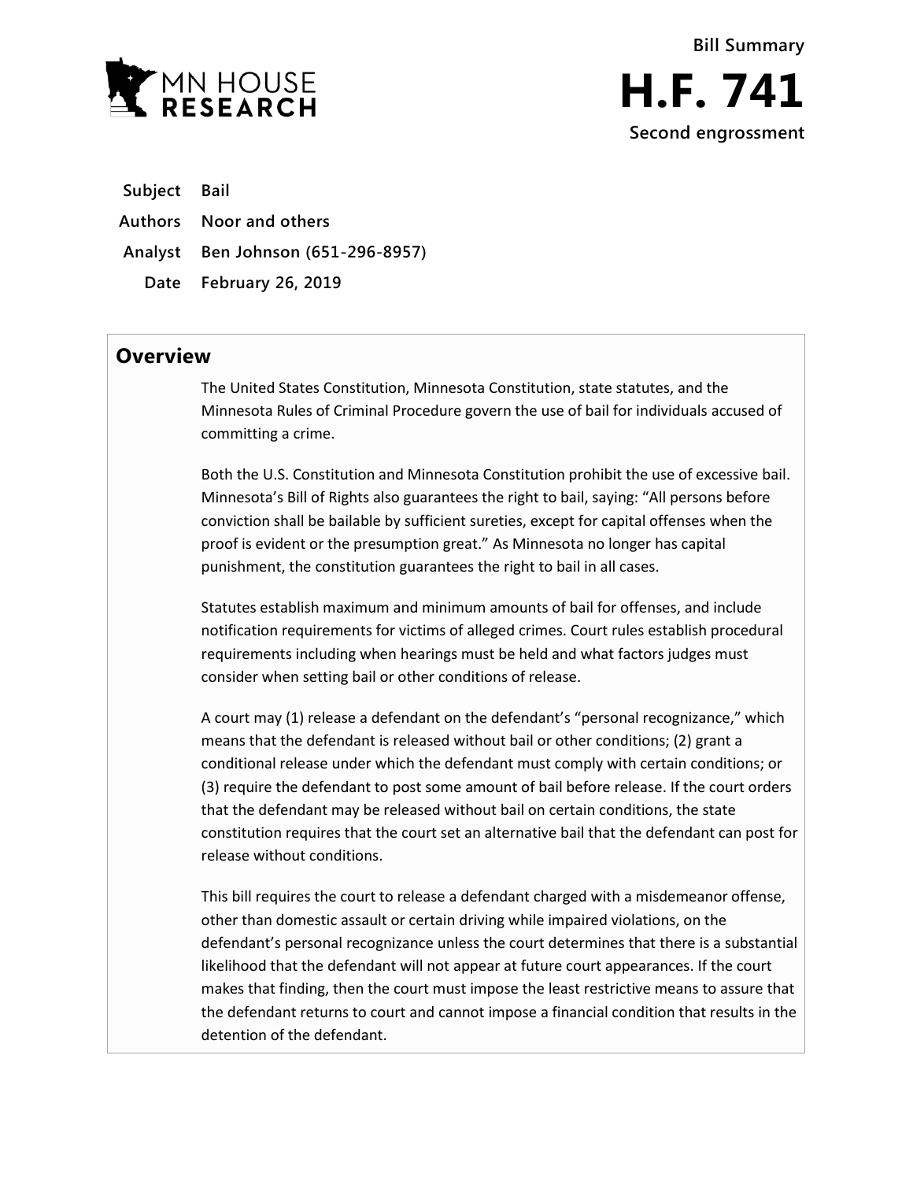MN HOUSE RESEARCH

**Bill Summary**

# H.F. 741

**Second engrossment**

| | |
|---|---|
| **Subject** | **Bail** |
| **Authors** | **Noor and others** |
| **Analyst** | **Ben Johnson (651-296-8957)** |
| **Date** | **February 26, 2019** |

## Overview

The United States Constitution, Minnesota Constitution, state statutes, and the Minnesota Rules of Criminal Procedure govern the use of bail for individuals accused of committing a crime.

Both the U.S. Constitution and Minnesota Constitution prohibit the use of excessive bail. Minnesota's Bill of Rights also guarantees the right to bail, saying: "All persons before conviction shall be bailable by sufficient sureties, except for capital offenses when the proof is evident or the presumption great." As Minnesota no longer has capital punishment, the constitution guarantees the right to bail in all cases.

Statutes establish maximum and minimum amounts of bail for offenses, and include notification requirements for victims of alleged crimes. Court rules establish procedural requirements including when hearings must be held and what factors judges must consider when setting bail or other conditions of release.

A court may (1) release a defendant on the defendant's "personal recognizance," which means that the defendant is released without bail or other conditions; (2) grant a conditional release under which the defendant must comply with certain conditions; or (3) require the defendant to post some amount of bail before release. If the court orders that the defendant may be released without bail on certain conditions, the state constitution requires that the court set an alternative bail that the defendant can post for release without conditions.

This bill requires the court to release a defendant charged with a misdemeanor offense, other than domestic assault or certain driving while impaired violations, on the defendant's personal recognizance unless the court determines that there is a substantial likelihood that the defendant will not appear at future court appearances. If the court makes that finding, then the court must impose the least restrictive means to assure that the defendant returns to court and cannot impose a financial condition that results in the detention of the defendant.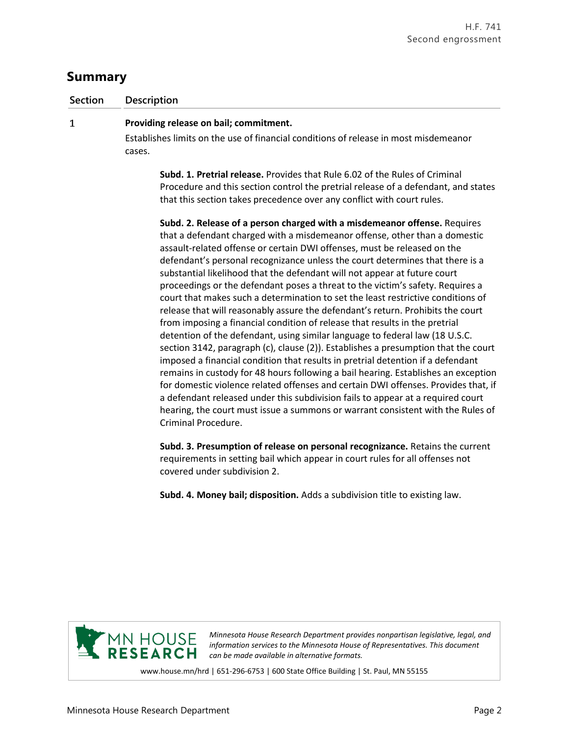## Summary

| Section | Description |
|---|---|
| 1 | **Providing release on bail; commitment.** Establishes limits on the use of financial conditions of release in most misdemeanor cases. |

**Subd. 1. Pretrial release.** Provides that Rule 6.02 of the Rules of Criminal Procedure and this section control the pretrial release of a defendant, and states that this section takes precedence over any conflict with court rules.

**Subd. 2. Release of a person charged with a misdemeanor offense.** Requires that a defendant charged with a misdemeanor offense, other than a domestic assault-related offense or certain DWI offenses, must be released on the defendant's personal recognizance unless the court determines that there is a substantial likelihood that the defendant will not appear at future court proceedings or the defendant poses a threat to the victim's safety. Requires a court that makes such a determination to set the least restrictive conditions of release that will reasonably assure the defendant's return. Prohibits the court from imposing a financial condition of release that results in the pretrial detention of the defendant, using similar language to federal law (18 U.S.C. section 3142, paragraph (c), clause (2)). Establishes a presumption that the court imposed a financial condition that results in pretrial detention if a defendant remains in custody for 48 hours following a bail hearing. Establishes an exception for domestic violence related offenses and certain DWI offenses. Provides that, if a defendant released under this subdivision fails to appear at a required court hearing, the court must issue a summons or warrant consistent with the Rules of Criminal Procedure.

**Subd. 3. Presumption of release on personal recognizance.** Retains the current requirements in setting bail which appear in court rules for all offenses not covered under subdivision 2.

**Subd. 4. Money bail; disposition.** Adds a subdivision title to existing law.

MN HOUSE RESEARCH

*Minnesota House Research Department provides nonpartisan legislative, legal, and information services to the Minnesota House of Representatives. This document can be made available in alternative formats.*

www.house.mn/hrd | 651-296-6753 | 600 State Office Building | St. Paul, MN 55155